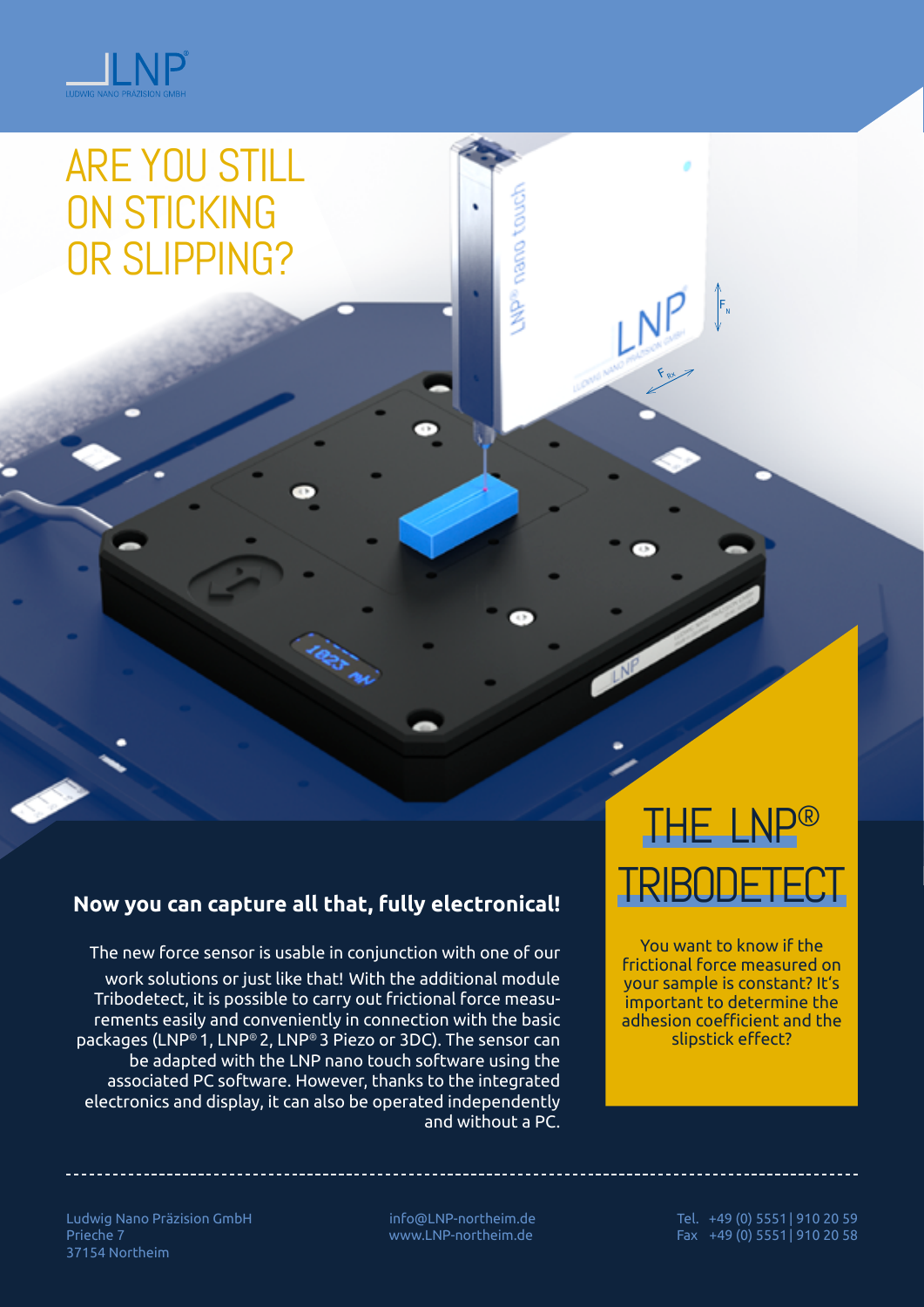LNP
LUDWIG NANO PRÄZISION GMBH

# ARE YOU STILL ON STICKING OR SLIPPING?

## THE LNP® TRIBODETECT

You want to know if the frictional force measured on your sample is constant? It's important to determine the adhesion coefficient and the slipstick effect?

### Now you can capture all that, fully electronical!

The new force sensor is usable in conjunction with one of our work solutions or just like that! With the additional module Tribodetect, it is possible to carry out frictional force measurements easily and conveniently in connection with the basic packages (LNP® 1, LNP® 2, LNP® 3 Piezo or 3DC). The sensor can be adapted with the LNP nano touch software using the associated PC software. However, thanks to the integrated electronics and display, it can also be operated independently and without a PC.

---

Ludwig Nano Präzision GmbH
Prieche 7
37154 Northeim

info@LNP-northeim.de
www.LNP-northeim.de

Tel. +49 (0) 5551 | 910 20 59
Fax +49 (0) 5551 | 910 20 58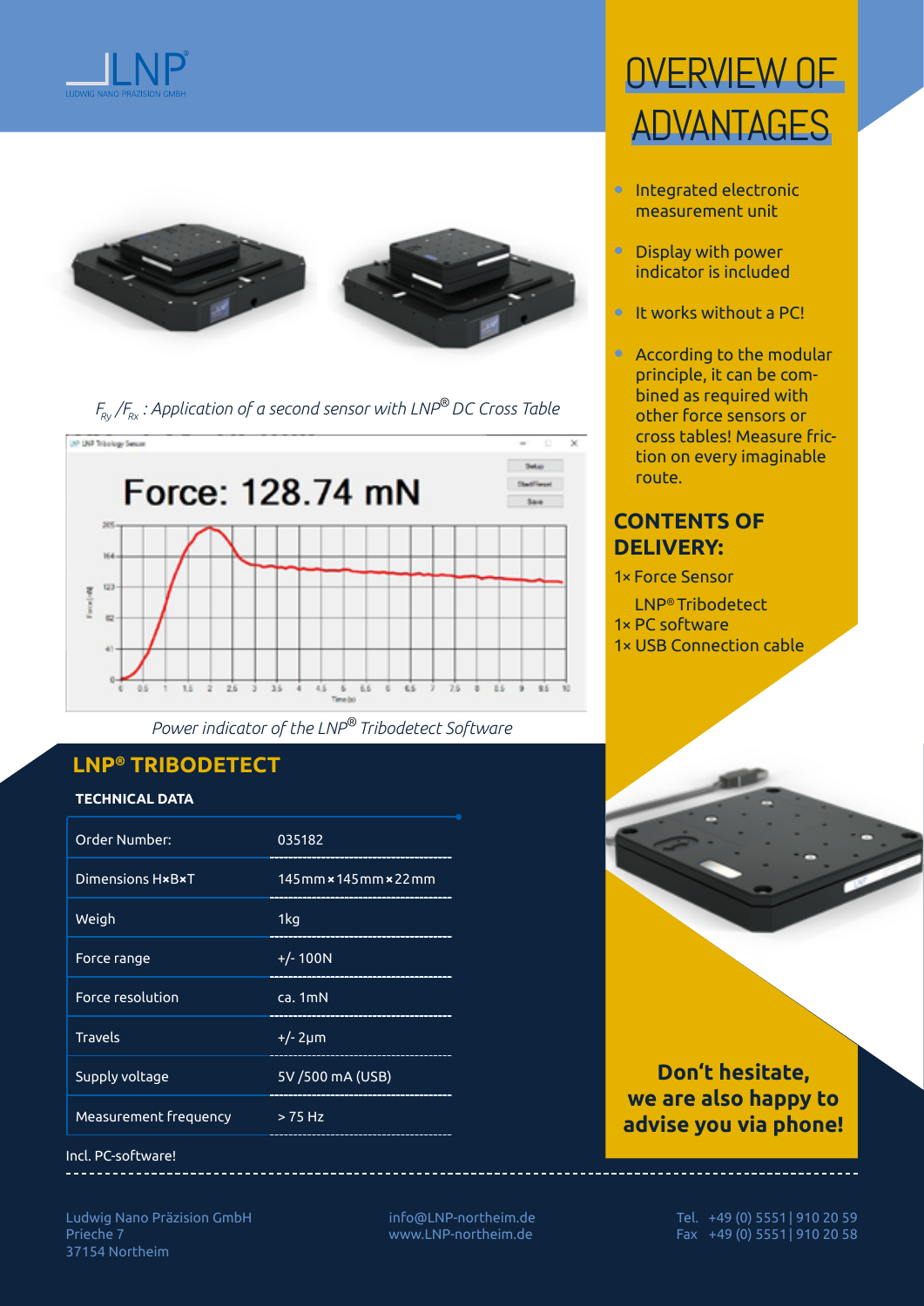$F_{Ry}$ / $F_{Rx}$ : *Application of a second sensor with LNP® DC Cross Table*

Force: 128.74 mN

Setup
Start/Reset
Save

205
164
123
82
41
0

0 0.5 1 1.5 2 2.5 3 3.5 4 4.5 5 5.5 6 6.5 7 7.5 8 8.5 9 9.5 10

Time (s)

*Power indicator of the LNP® Tribodetect Software*

# OVERVIEW OF ADVANTAGES

- Integrated electronic measurement unit
- Display with power indicator is included
- It works without a PC!
- According to the modular principle, it can be combined as required with other force sensors or cross tables! Measure friction on every imaginable route.

## CONTENTS OF DELIVERY:

1× Force Sensor
LNP® Tribodetect
1× PC software
1× USB Connection cable

## LNP® TRIBODETECT

**TECHNICAL DATA**

| | |
|---|---|
| Order Number: | 035182 |
| Dimensions H×B×T | 145mm × 145mm × 22mm |
| Weigh | 1kg |
| Force range | +/- 100N |
| Force resolution | ca. 1mN |
| Travels | +/- 2µm |
| Supply voltage | 5V /500 mA (USB) |
| Measurement frequency | > 75 Hz |

Incl. PC-software!

**Don't hesitate, we are also happy to advise you via phone!**

Ludwig Nano Präzision GmbH
Prieche 7
37154 Northeim

info@LNP-northeim.de
www.LNP-northeim.de

Tel. +49 (0) 5551 | 910 20 59
Fax +49 (0) 5551 | 910 20 58